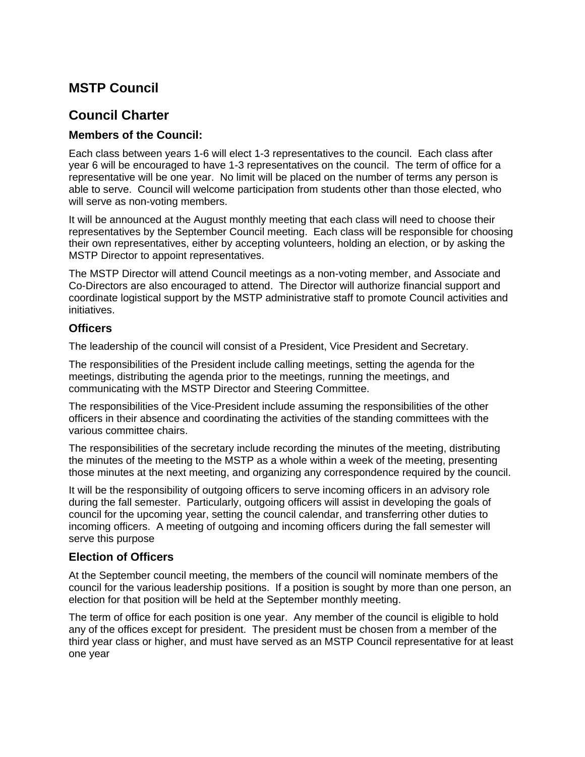# MSTP Council

# Council Charter

### Members of the Council:

Each class between years 1-6 will elect 1-3 representatives to the council. Each class after year 6 will be encouraged to have 1-3 representatives on the council. The term of office for a representative will be one year. No limit will be placed on the number of terms any person is able to serve. Council will welcome participation from students other than those elected, who will serve as non-voting members.

It will be announced at the August monthly meeting that each class will need to choose their representatives by the September Council meeting. Each class will be responsible for choosing their own representatives, either by accepting volunteers, holding an election, or by asking the MSTP Director to appoint representatives.

The MSTP Director will attend Council meetings as a non-voting member, and Associate and Co-Directors are also encouraged to attend. The Director will authorize financial support and coordinate logistical support by the MSTP administrative staff to promote Council activities and initiatives.

### Officers

The leadership of the council will consist of a President, Vice President and Secretary.

The responsibilities of the President include calling meetings, setting the agenda for the meetings, distributing the agenda prior to the meetings, running the meetings, and communicating with the MSTP Director and Steering Committee.

The responsibilities of the Vice-President include assuming the responsibilities of the other officers in their absence and coordinating the activities of the standing committees with the various committee chairs.

The responsibilities of the secretary include recording the minutes of the meeting, distributing the minutes of the meeting to the MSTP as a whole within a week of the meeting, presenting those minutes at the next meeting, and organizing any correspondence required by the council.

It will be the responsibility of outgoing officers to serve incoming officers in an advisory role during the fall semester. Particularly, outgoing officers will assist in developing the goals of council for the upcoming year, setting the council calendar, and transferring other duties to incoming officers. A meeting of outgoing and incoming officers during the fall semester will serve this purpose

### Election of Officers

At the September council meeting, the members of the council will nominate members of the council for the various leadership positions. If a position is sought by more than one person, an election for that position will be held at the September monthly meeting.

The term of office for each position is one year. Any member of the council is eligible to hold any of the offices except for president. The president must be chosen from a member of the third year class or higher, and must have served as an MSTP Council representative for at least one year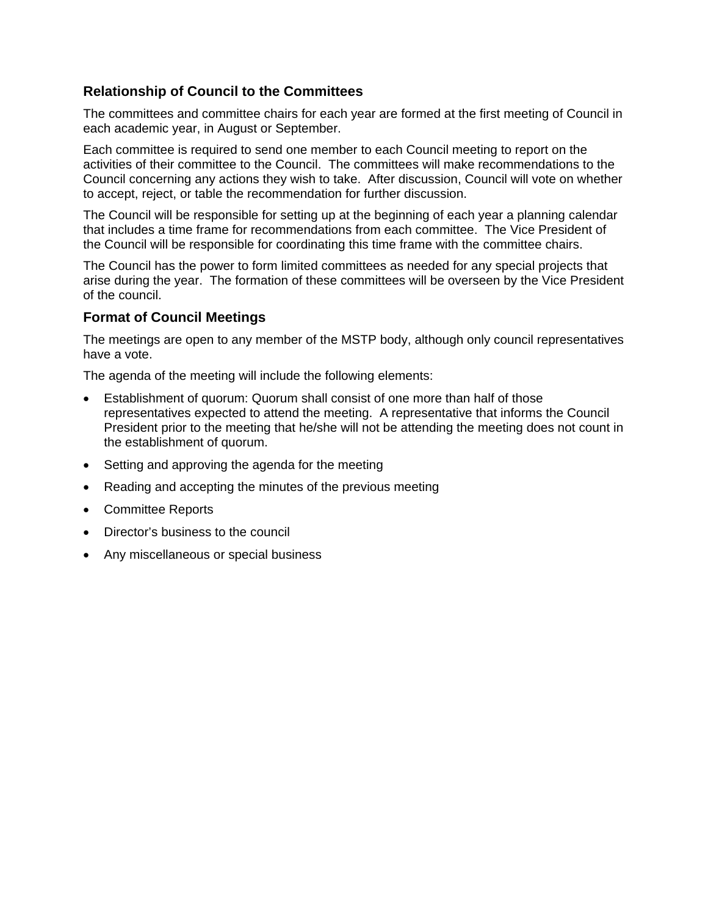### Relationship of Council to the Committees

The committees and committee chairs for each year are formed at the first meeting of Council in each academic year, in August or September.

Each committee is required to send one member to each Council meeting to report on the activities of their committee to the Council. The committees will make recommendations to the Council concerning any actions they wish to take. After discussion, Council will vote on whether to accept, reject, or table the recommendation for further discussion.

The Council will be responsible for setting up at the beginning of each year a planning calendar that includes a time frame for recommendations from each committee. The Vice President of the Council will be responsible for coordinating this time frame with the committee chairs.

The Council has the power to form limited committees as needed for any special projects that arise during the year. The formation of these committees will be overseen by the Vice President of the council.

### Format of Council Meetings

The meetings are open to any member of the MSTP body, although only council representatives have a vote.

The agenda of the meeting will include the following elements:

- Establishment of quorum: Quorum shall consist of one more than half of those representatives expected to attend the meeting. A representative that informs the Council President prior to the meeting that he/she will not be attending the meeting does not count in the establishment of quorum.
- Setting and approving the agenda for the meeting
- Reading and accepting the minutes of the previous meeting
- Committee Reports
- Director's business to the council
- Any miscellaneous or special business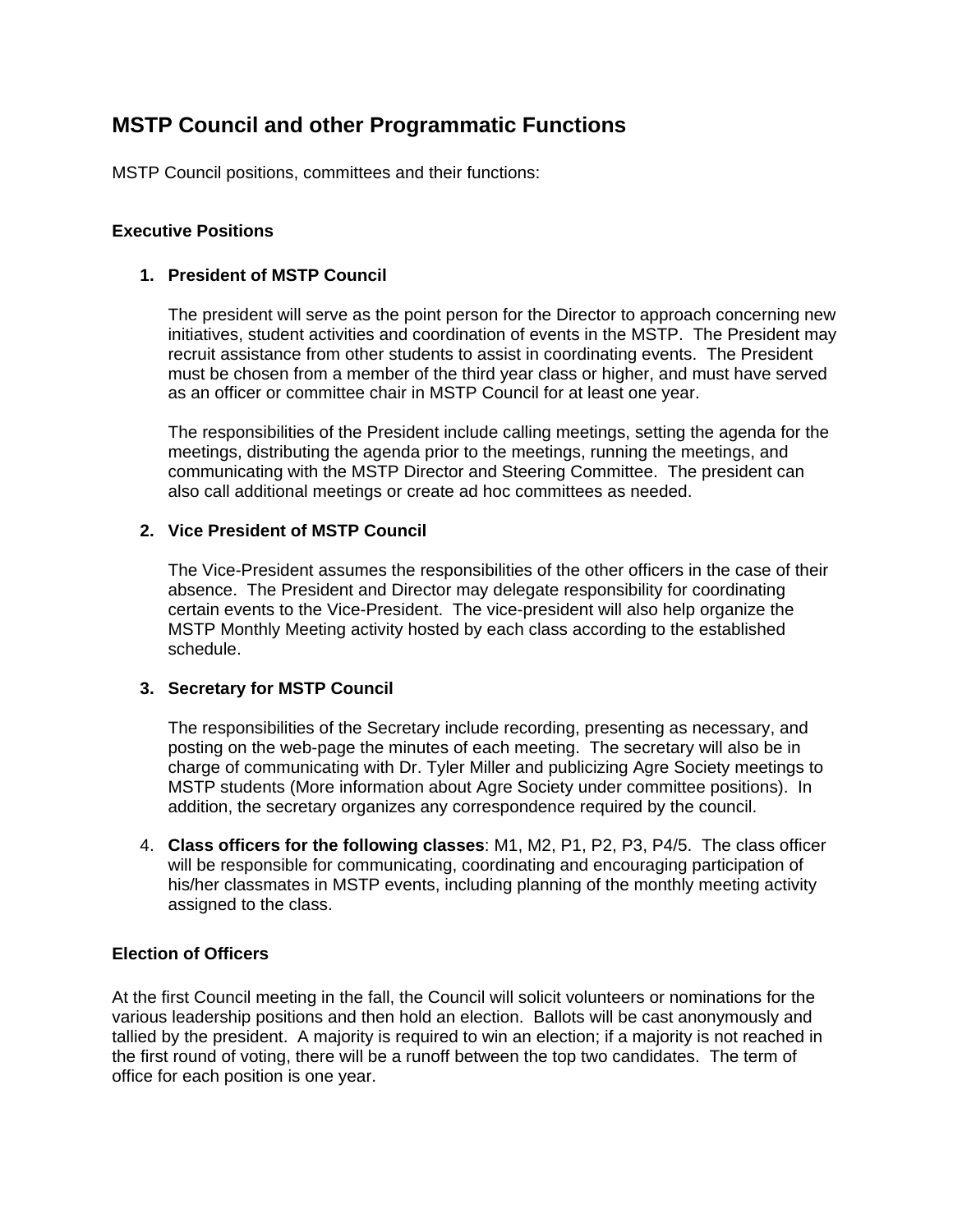# MSTP Council and other Programmatic Functions

MSTP Council positions, committees and their functions:

### Executive Positions

1. **President of MSTP Council**

   The president will serve as the point person for the Director to approach concerning new initiatives, student activities and coordination of events in the MSTP. The President may recruit assistance from other students to assist in coordinating events. The President must be chosen from a member of the third year class or higher, and must have served as an officer or committee chair in MSTP Council for at least one year.

   The responsibilities of the President include calling meetings, setting the agenda for the meetings, distributing the agenda prior to the meetings, running the meetings, and communicating with the MSTP Director and Steering Committee. The president can also call additional meetings or create ad hoc committees as needed.

2. **Vice President of MSTP Council**

   The Vice-President assumes the responsibilities of the other officers in the case of their absence. The President and Director may delegate responsibility for coordinating certain events to the Vice-President. The vice-president will also help organize the MSTP Monthly Meeting activity hosted by each class according to the established schedule.

3. **Secretary for MSTP Council**

   The responsibilities of the Secretary include recording, presenting as necessary, and posting on the web-page the minutes of each meeting. The secretary will also be in charge of communicating with Dr. Tyler Miller and publicizing Agre Society meetings to MSTP students (More information about Agre Society under committee positions). In addition, the secretary organizes any correspondence required by the council.

4. **Class officers for the following classes**: M1, M2, P1, P2, P3, P4/5. The class officer will be responsible for communicating, coordinating and encouraging participation of his/her classmates in MSTP events, including planning of the monthly meeting activity assigned to the class.

### Election of Officers

At the first Council meeting in the fall, the Council will solicit volunteers or nominations for the various leadership positions and then hold an election. Ballots will be cast anonymously and tallied by the president. A majority is required to win an election; if a majority is not reached in the first round of voting, there will be a runoff between the top two candidates. The term of office for each position is one year.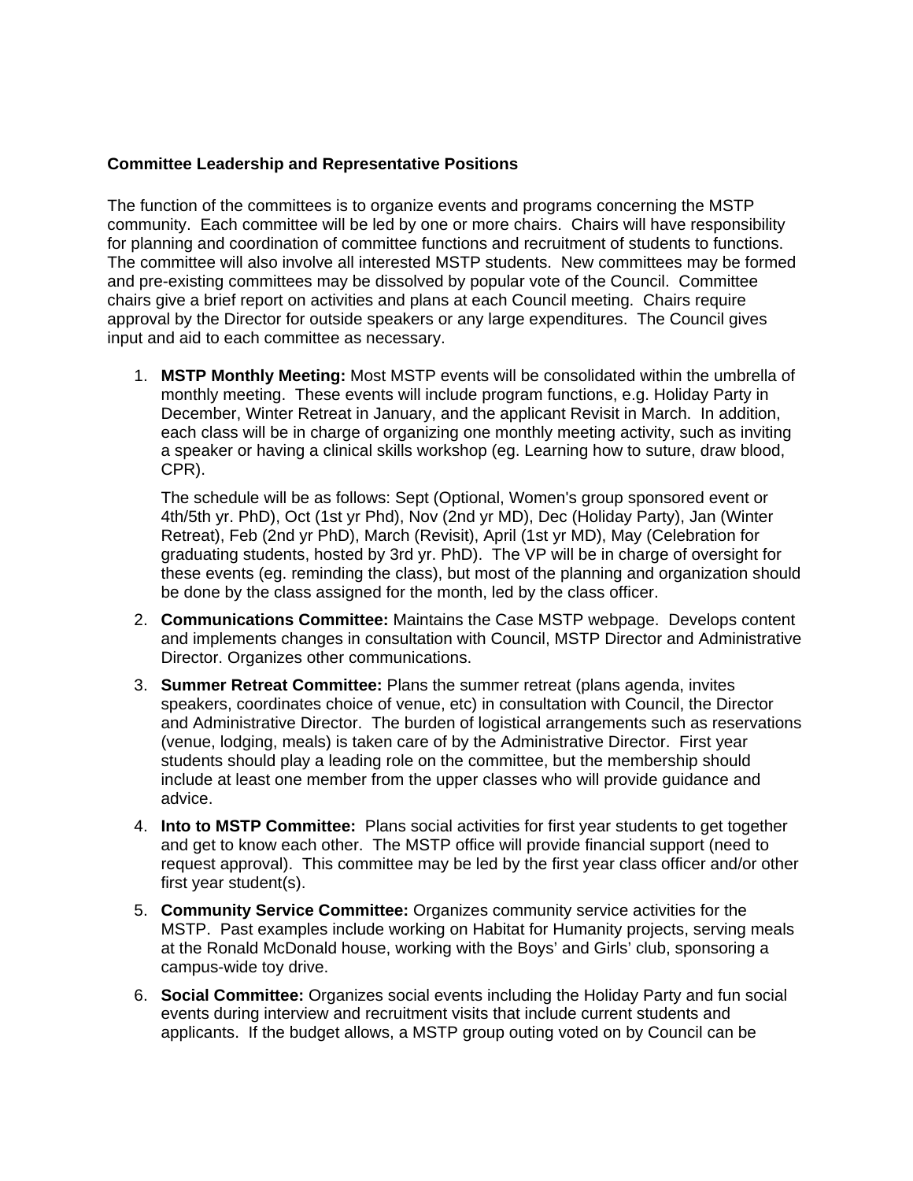**Committee Leadership and Representative Positions**

The function of the committees is to organize events and programs concerning the MSTP community. Each committee will be led by one or more chairs. Chairs will have responsibility for planning and coordination of committee functions and recruitment of students to functions. The committee will also involve all interested MSTP students. New committees may be formed and pre-existing committees may be dissolved by popular vote of the Council. Committee chairs give a brief report on activities and plans at each Council meeting. Chairs require approval by the Director for outside speakers or any large expenditures. The Council gives input and aid to each committee as necessary.

1. **MSTP Monthly Meeting:** Most MSTP events will be consolidated within the umbrella of monthly meeting. These events will include program functions, e.g. Holiday Party in December, Winter Retreat in January, and the applicant Revisit in March. In addition, each class will be in charge of organizing one monthly meeting activity, such as inviting a speaker or having a clinical skills workshop (eg. Learning how to suture, draw blood, CPR).

   The schedule will be as follows: Sept (Optional, Women's group sponsored event or 4th/5th yr. PhD), Oct (1st yr Phd), Nov (2nd yr MD), Dec (Holiday Party), Jan (Winter Retreat), Feb (2nd yr PhD), March (Revisit), April (1st yr MD), May (Celebration for graduating students, hosted by 3rd yr. PhD). The VP will be in charge of oversight for these events (eg. reminding the class), but most of the planning and organization should be done by the class assigned for the month, led by the class officer.

2. **Communications Committee:** Maintains the Case MSTP webpage. Develops content and implements changes in consultation with Council, MSTP Director and Administrative Director. Organizes other communications.

3. **Summer Retreat Committee:** Plans the summer retreat (plans agenda, invites speakers, coordinates choice of venue, etc) in consultation with Council, the Director and Administrative Director. The burden of logistical arrangements such as reservations (venue, lodging, meals) is taken care of by the Administrative Director. First year students should play a leading role on the committee, but the membership should include at least one member from the upper classes who will provide guidance and advice.

4. **Into to MSTP Committee:** Plans social activities for first year students to get together and get to know each other. The MSTP office will provide financial support (need to request approval). This committee may be led by the first year class officer and/or other first year student(s).

5. **Community Service Committee:** Organizes community service activities for the MSTP. Past examples include working on Habitat for Humanity projects, serving meals at the Ronald McDonald house, working with the Boys' and Girls' club, sponsoring a campus-wide toy drive.

6. **Social Committee:** Organizes social events including the Holiday Party and fun social events during interview and recruitment visits that include current students and applicants. If the budget allows, a MSTP group outing voted on by Council can be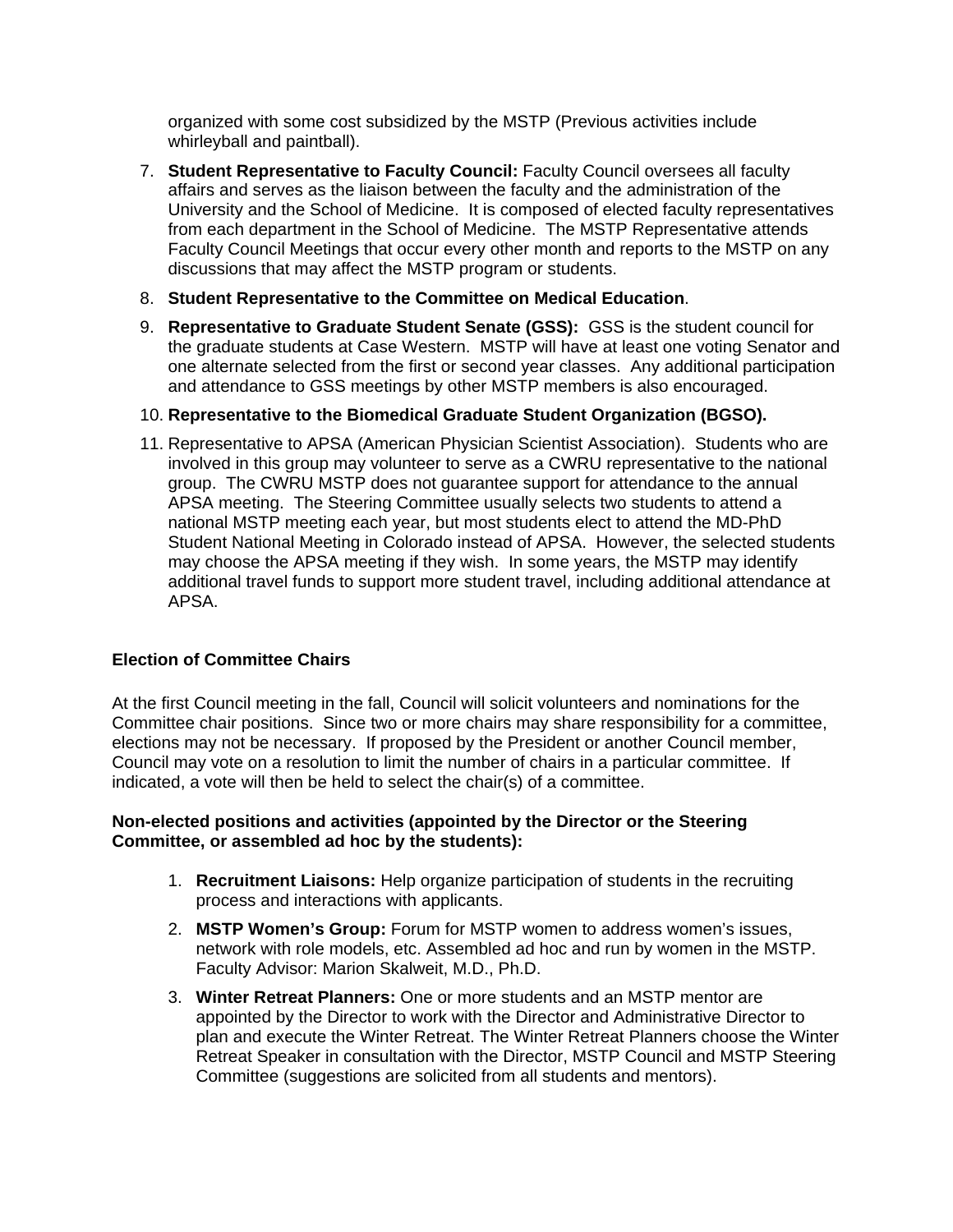organized with some cost subsidized by the MSTP (Previous activities include whirleyball and paintball).

7. **Student Representative to Faculty Council:** Faculty Council oversees all faculty affairs and serves as the liaison between the faculty and the administration of the University and the School of Medicine. It is composed of elected faculty representatives from each department in the School of Medicine. The MSTP Representative attends Faculty Council Meetings that occur every other month and reports to the MSTP on any discussions that may affect the MSTP program or students.
8. **Student Representative to the Committee on Medical Education**.
9. **Representative to Graduate Student Senate (GSS):** GSS is the student council for the graduate students at Case Western. MSTP will have at least one voting Senator and one alternate selected from the first or second year classes. Any additional participation and attendance to GSS meetings by other MSTP members is also encouraged.
10. **Representative to the Biomedical Graduate Student Organization (BGSO).**
11. Representative to APSA (American Physician Scientist Association). Students who are involved in this group may volunteer to serve as a CWRU representative to the national group. The CWRU MSTP does not guarantee support for attendance to the annual APSA meeting. The Steering Committee usually selects two students to attend a national MSTP meeting each year, but most students elect to attend the MD-PhD Student National Meeting in Colorado instead of APSA. However, the selected students may choose the APSA meeting if they wish. In some years, the MSTP may identify additional travel funds to support more student travel, including additional attendance at APSA.

**Election of Committee Chairs**

At the first Council meeting in the fall, Council will solicit volunteers and nominations for the Committee chair positions. Since two or more chairs may share responsibility for a committee, elections may not be necessary. If proposed by the President or another Council member, Council may vote on a resolution to limit the number of chairs in a particular committee. If indicated, a vote will then be held to select the chair(s) of a committee.

**Non-elected positions and activities (appointed by the Director or the Steering Committee, or assembled ad hoc by the students):**

1. **Recruitment Liaisons:** Help organize participation of students in the recruiting process and interactions with applicants.
2. **MSTP Women's Group:** Forum for MSTP women to address women's issues, network with role models, etc. Assembled ad hoc and run by women in the MSTP. Faculty Advisor: Marion Skalweit, M.D., Ph.D.
3. **Winter Retreat Planners:** One or more students and an MSTP mentor are appointed by the Director to work with the Director and Administrative Director to plan and execute the Winter Retreat. The Winter Retreat Planners choose the Winter Retreat Speaker in consultation with the Director, MSTP Council and MSTP Steering Committee (suggestions are solicited from all students and mentors).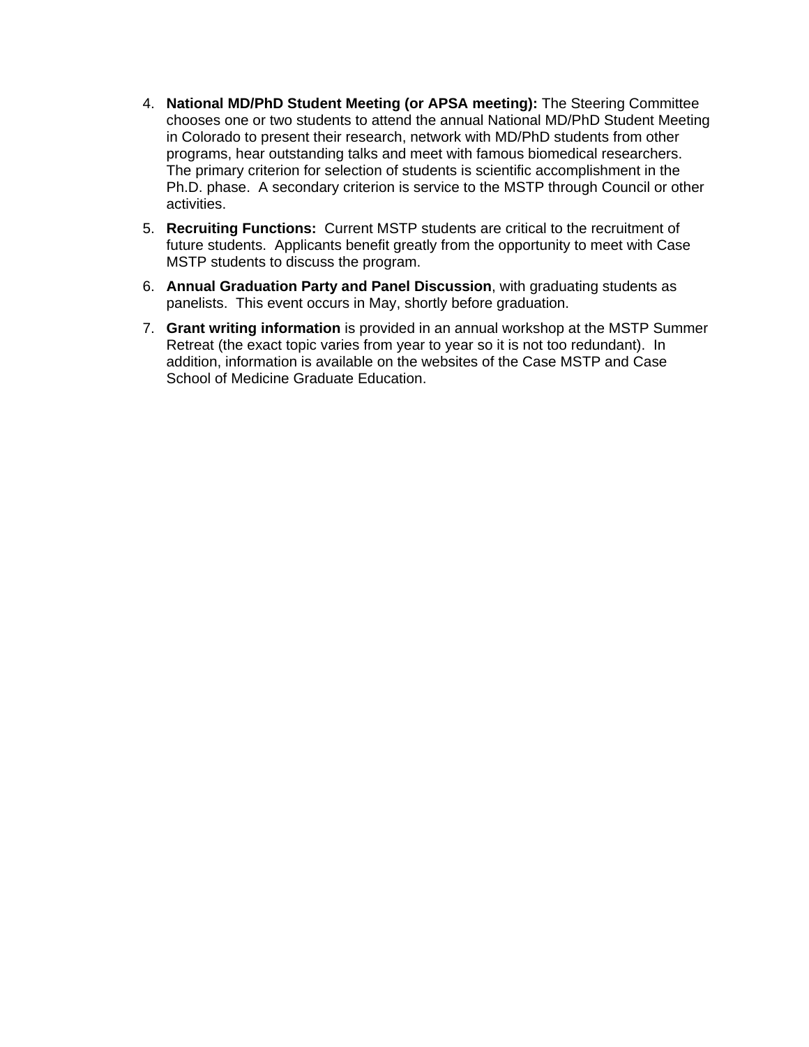4. **National MD/PhD Student Meeting (or APSA meeting):** The Steering Committee chooses one or two students to attend the annual National MD/PhD Student Meeting in Colorado to present their research, network with MD/PhD students from other programs, hear outstanding talks and meet with famous biomedical researchers. The primary criterion for selection of students is scientific accomplishment in the Ph.D. phase. A secondary criterion is service to the MSTP through Council or other activities.

5. **Recruiting Functions:** Current MSTP students are critical to the recruitment of future students. Applicants benefit greatly from the opportunity to meet with Case MSTP students to discuss the program.

6. **Annual Graduation Party and Panel Discussion**, with graduating students as panelists. This event occurs in May, shortly before graduation.

7. **Grant writing information** is provided in an annual workshop at the MSTP Summer Retreat (the exact topic varies from year to year so it is not too redundant). In addition, information is available on the websites of the Case MSTP and Case School of Medicine Graduate Education.